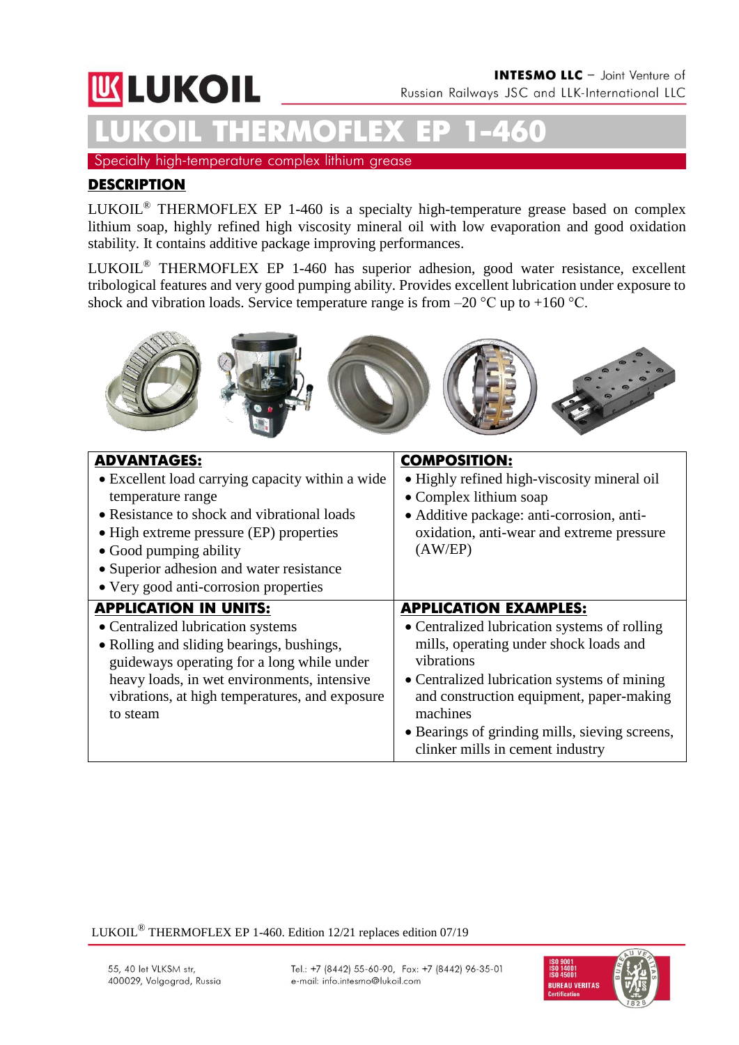LUKOIL

**INTESMO LLC** – Joint Venture of Russian Railways JSC and LLK-International LLC

# LUKOIL THERMOFLEX EP 1-460

Specialty high-temperature complex lithium grease

## DESCRIPTION

LUKOIL® THERMOFLEX EP 1-460 is a specialty high-temperature grease based on complex lithium soap, highly refined high viscosity mineral oil with low evaporation and good oxidation stability. It contains additive package improving performances.

LUKOIL® THERMOFLEX EP 1-460 has superior adhesion, good water resistance, excellent tribological features and very good pumping ability. Provides excellent lubrication under exposure to shock and vibration loads. Service temperature range is from –20 °C up to +160 °C.

| **ADVANTAGES:** | **COMPOSITION:** |
|---|---|
| • Excellent load carrying capacity within a wide temperature range<br>• Resistance to shock and vibrational loads<br>• High extreme pressure (EP) properties<br>• Good pumping ability<br>• Superior adhesion and water resistance<br>• Very good anti-corrosion properties | • Highly refined high-viscosity mineral oil<br>• Complex lithium soap<br>• Additive package: anti-corrosion, anti-oxidation, anti-wear and extreme pressure (AW/EP) |
| **APPLICATION IN UNITS:** | **APPLICATION EXAMPLES:** |
| • Centralized lubrication systems<br>• Rolling and sliding bearings, bushings, guideways operating for a long while under heavy loads, in wet environments, intensive vibrations, at high temperatures, and exposure to steam | • Centralized lubrication systems of rolling mills, operating under shock loads and vibrations<br>• Centralized lubrication systems of mining and construction equipment, paper-making machines<br>• Bearings of grinding mills, sieving screens, clinker mills in cement industry |

LUKOIL® THERMOFLEX EP 1-460. Edition 12/21 replaces edition 07/19

55, 40 let VLKSM str,
400029, Volgograd, Russia

Tel.: +7 (8442) 55-60-90, Fax: +7 (8442) 96-35-01
e-mail: info.intesmo@lukoil.com

ISO 9001
ISO 14001
ISO 45001
BUREAU VERITAS Certification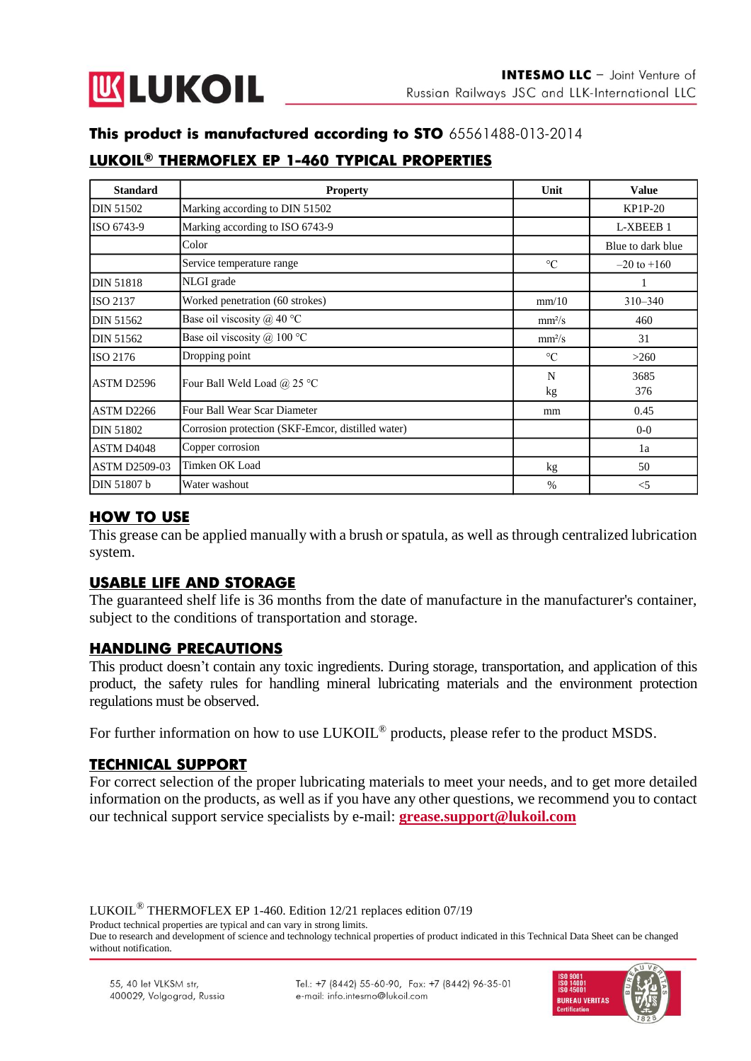**This product is manufactured according to STO** 65561488-013-2014

## LUKOIL® THERMOFLEX EP 1-460 TYPICAL PROPERTIES

| Standard | Property | Unit | Value |
|---|---|---|---|
| DIN 51502 | Marking according to DIN 51502 | | KP1P-20 |
| ISO 6743-9 | Marking according to ISO 6743-9 | | L-XBEEB 1 |
| | Color | | Blue to dark blue |
| | Service temperature range | °C | –20 to +160 |
| DIN 51818 | NLGI grade | | 1 |
| ISO 2137 | Worked penetration (60 strokes) | mm/10 | 310–340 |
| DIN 51562 | Base oil viscosity @ 40 °C | $mm^2/s$ | 460 |
| DIN 51562 | Base oil viscosity @ 100 °C | $mm^2/s$ | 31 |
| ISO 2176 | Dropping point | °C | >260 |
| ASTM D2596 | Four Ball Weld Load @ 25 °C | N<br>kg | 3685<br>376 |
| ASTM D2266 | Four Ball Wear Scar Diameter | mm | 0.45 |
| DIN 51802 | Corrosion protection (SKF-Emcor, distilled water) | | 0-0 |
| ASTM D4048 | Copper corrosion | | 1a |
| ASTM D2509-03 | Timken OK Load | kg | 50 |
| DIN 51807 b | Water washout | % | <5 |

## HOW TO USE

This grease can be applied manually with a brush or spatula, as well as through centralized lubrication system.

## USABLE LIFE AND STORAGE

The guaranteed shelf life is 36 months from the date of manufacture in the manufacturer's container, subject to the conditions of transportation and storage.

## HANDLING PRECAUTIONS

This product doesn't contain any toxic ingredients. During storage, transportation, and application of this product, the safety rules for handling mineral lubricating materials and the environment protection regulations must be observed.

For further information on how to use LUKOIL® products, please refer to the product MSDS.

## TECHNICAL SUPPORT

For correct selection of the proper lubricating materials to meet your needs, and to get more detailed information on the products, as well as if you have any other questions, we recommend you to contact our technical support service specialists by e-mail: **grease.support@lukoil.com**

LUKOIL® THERMOFLEX EP 1-460. Edition 12/21 replaces edition 07/19

Product technical properties are typical and can vary in strong limits.

Due to research and development of science and technology technical properties of product indicated in this Technical Data Sheet can be changed without notification.